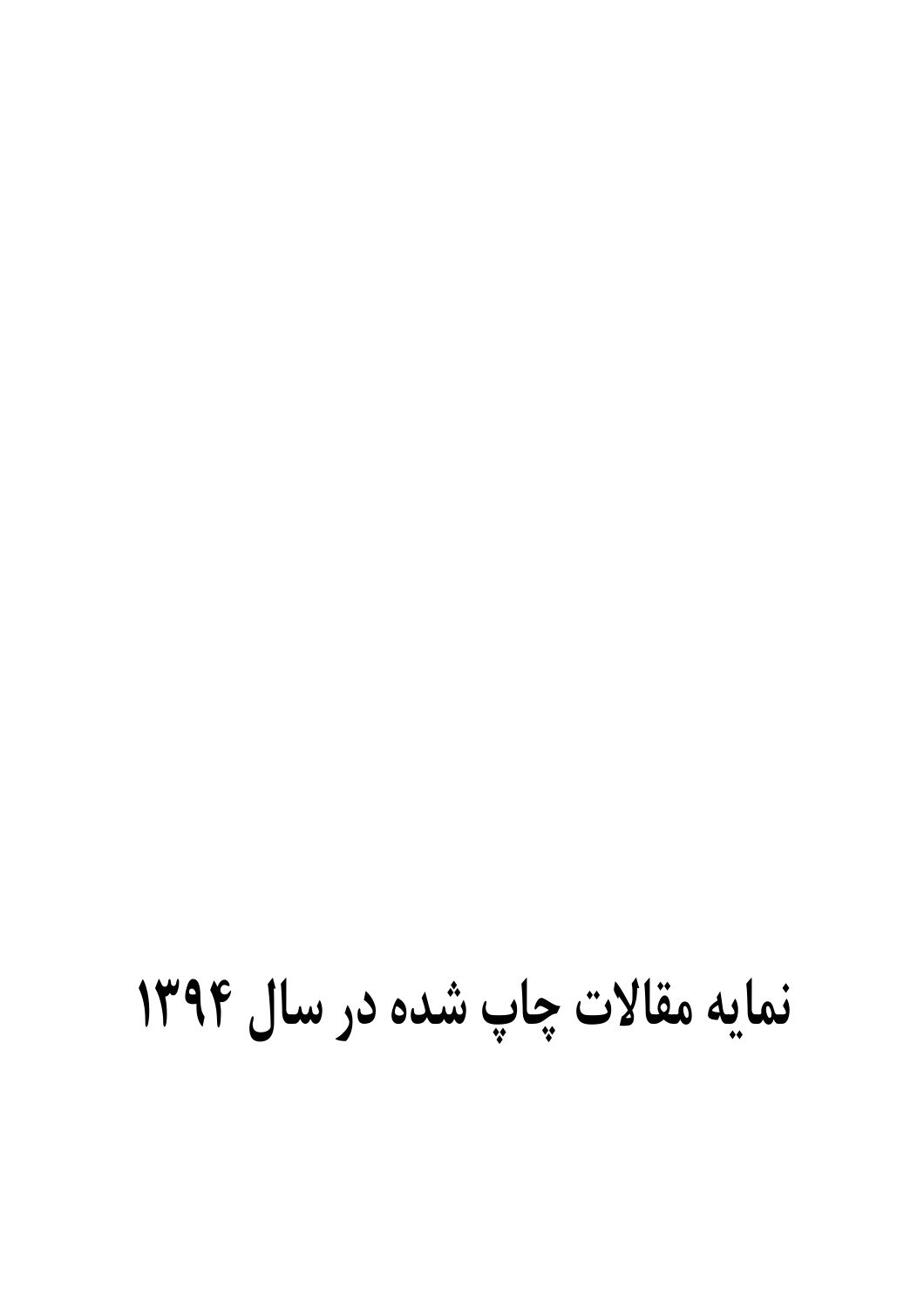# نمایه مقالات چاپ شده در سال ۱۳۹۴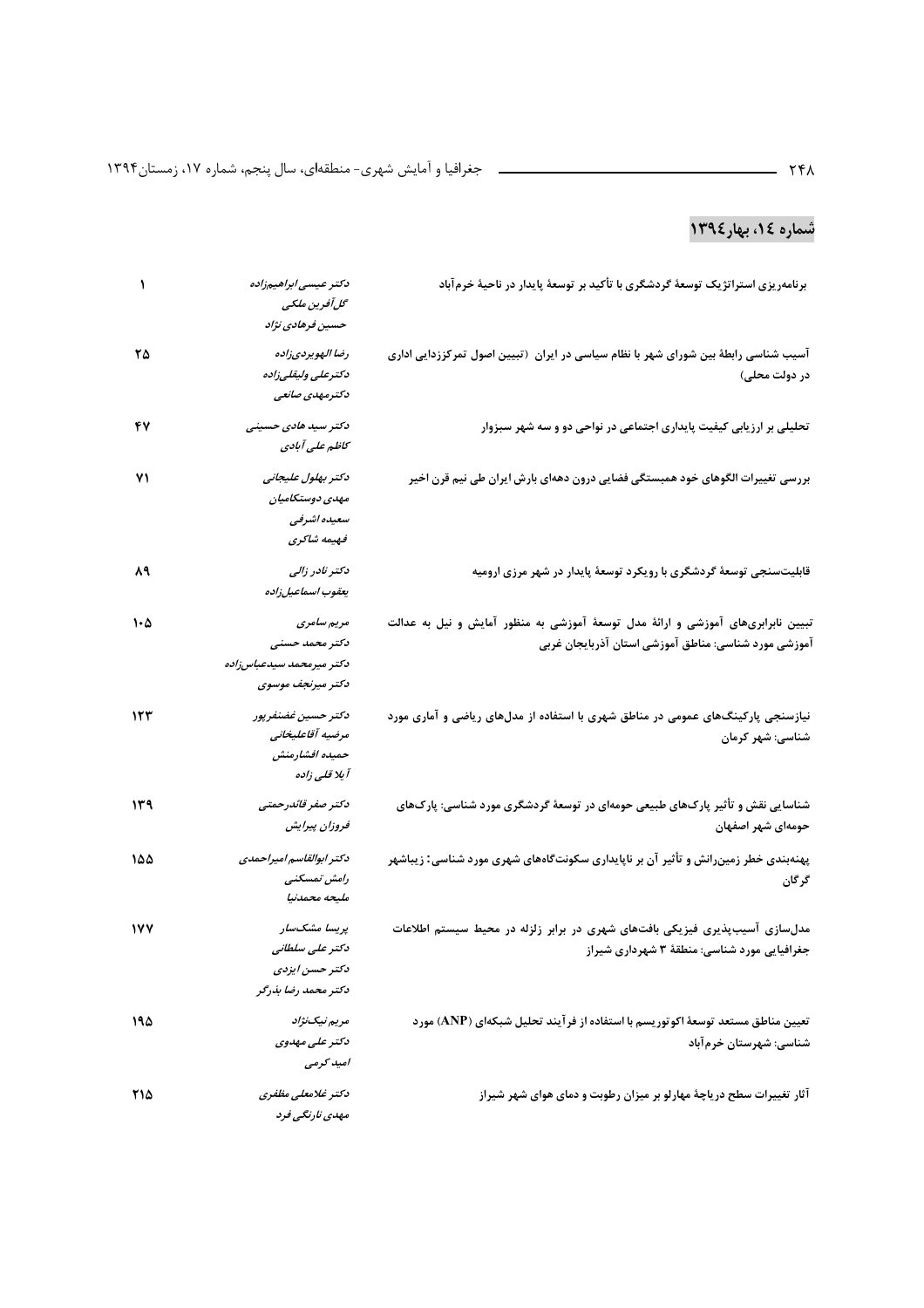## شماره ۱۴، بهار۱۳۹٤

| عنوان | نویسندگان | صفحه |
| --- | --- | --- |
| برنامه‌ریزی استراتژیک توسعهٔ گردشگری با تأکید بر توسعهٔ پایدار در ناحیهٔ خرم‌آباد | *دکتر عیسی ابراهیم‌زاده*<br>*گل‌آفرین ملکی*<br>*حسین فرهادی نژاد* | ۱ |
| آسیب شناسی رابطهٔ بین شورای شهر با نظام سیاسی در ایران (تبیین اصول تمرکززدایی اداری در دولت محلی) | *رضا الهویردی‌زاده*<br>*دکترعلی ولیقلی‌زاده*<br>*دکترمهدی صانعی* | ۲۵ |
| تحلیلی بر ارزیابی کیفیت پایداری اجتماعی در نواحی دو و سه شهر سبزوار | *دکتر سید هادی حسینی*<br>*کاظم علی آبادی* | ۴۷ |
| بررسی تغییرات الگوهای خود همبستگی فضایی درون دهه‌ای بارش ایران طی نیم قرن اخیر | *دکتر بهلول علیجانی*<br>*مهدی دوستکامیان*<br>*سعیده اشرفی*<br>*فهیمه شاکری* | ۷۱ |
| قابلیت‌سنجی توسعهٔ گردشگری با رویکرد توسعهٔ پایدار در شهر مرزی ارومیه | *دکتر نادر زالی*<br>*یعقوب اسماعیل‌زاده* | ۸۹ |
| تبیین نابرابری‌های آموزشی و ارائهٔ مدل توسعهٔ آموزشی به منظور آمایش و نیل به عدالت آموزشی مورد شناسی: مناطق آموزشی استان آذربایجان غربی | *مریم سامری*<br>*دکتر محمد حسنی*<br>*دکتر میرمحمد سیدعباس‌زاده*<br>*دکتر میرنجف موسوی* | ۱۰۵ |
| نیازسنجی پارکینگ‌های عمومی در مناطق شهری با استفاده از مدل‌های ریاضی و آماری مورد شناسی: شهر کرمان | *دکتر حسین غضنفرپور*<br>*مرضیه آقاعلیخانی*<br>*حمیده افشارمنش*<br>*آیلا قلی زاده* | ۱۲۳ |
| شناسایی نقش و تأثیر پارک‌های طبیعی حومه‌ای در توسعهٔ گردشگری مورد شناسی: پارک‌های حومه‌ای شهر اصفهان | *دکتر صفر قائدرحمتی*<br>*فروزان پیرایش* | ۱۳۹ |
| پهنه‌بندی خطر زمین‌رانش و تأثیر آن بر ناپایداری سکونتگاه‌های شهری مورد شناسی: زیباشهر گرگان | *دکتر ابوالقاسم امیراحمدی*<br>*رامش تمسکنی*<br>*ملیحه محمدنیا* | ۱۵۵ |
| مدل‌سازی آسیب‌پذیری فیزیکی بافت‌های شهری در برابر زلزله در محیط سیستم اطلاعات جغرافیایی مورد شناسی: منطقهٔ ۳ شهرداری شیراز | *پریسا مشک‌سار*<br>*دکتر علی سلطانی*<br>*دکتر حسن ایزدی*<br>*دکتر محمد رضا بذرگر* | ۱۷۷ |
| تعیین مناطق مستعد توسعهٔ اکوتوریسم با استفاده از فرآیند تحلیل شبکه‌ای (ANP) مورد شناسی: شهرستان خرم‌آباد | *مریم نیک‌نژاد*<br>*دکتر علی مهدوی*<br>*امید کرمی* | ۱۹۵ |
| آثار تغییرات سطح دریاچهٔ مهارلو بر میزان رطوبت و دمای هوای شهر شیراز | *دکتر غلامعلی مظفری*<br>*مهدی نارنگی فرد* | ۲۱۵ |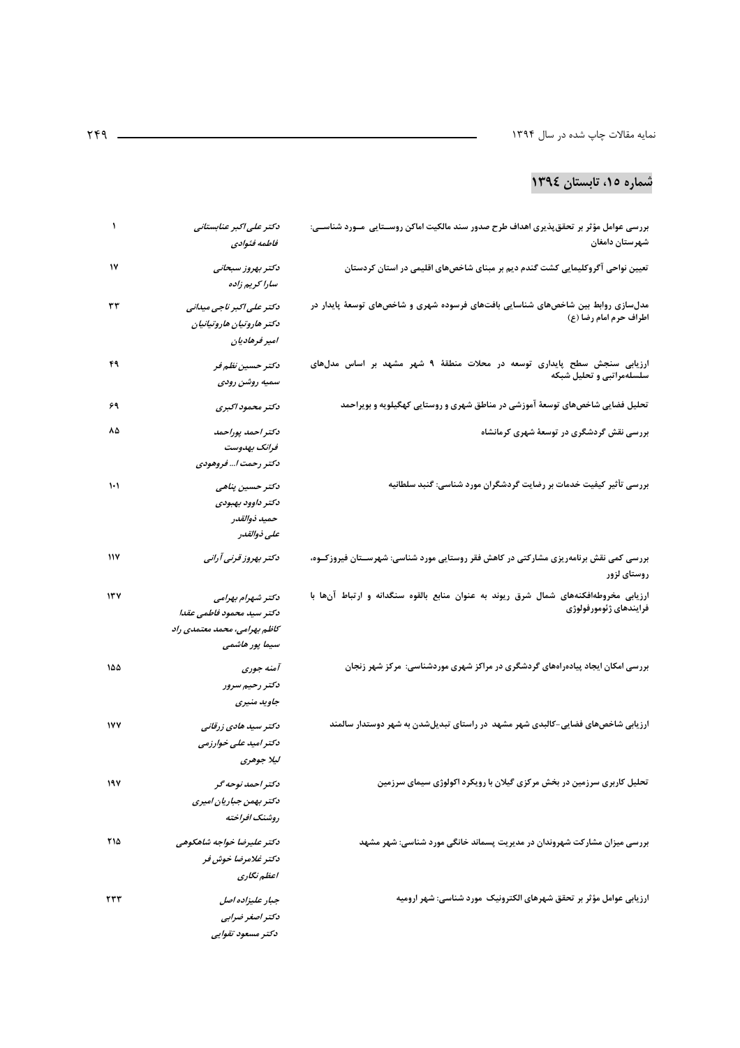## شماره ۱۵، تابستان ۱۳۹٤

| عنوان | نویسندگان | صفحه |
|---|---|---|
| بررسی عوامل مؤثر بر تحقق‌پذیری اهداف طرح صدور سند مالکیت اماکن روستایی مورد شناسی: شهرستان دامغان | *دکتر علی‌اکبر عنابستانی*<br>*فاطمه فئوادی* | ۱ |
| تعیین نواحی آگروکلیمایی کشت گندم دیم بر مبنای شاخص‌های اقلیمی در استان کردستان | *دکتر بهروز سبحانی*<br>*سارا کریم زاده* | ۱۷ |
| مدل‌سازی روابط بین شاخص‌های شناسایی بافت‌های فرسوده شهری و شاخص‌های توسعهٔ پایدار در اطراف حرم امام رضا (ع) | *دکتر علی‌اکبر تاجی میدانی*<br>*دکتر هاروتیان هاروتیانیان*<br>*امیر فرهادیان* | ۳۳ |
| ارزیابی سنجش سطح پایداری توسعه در محلات منطقهٔ ۹ شهر مشهد بر اساس مدل‌های سلسله‌مراتبی و تحلیل شبکه | *دکتر حسین نظم فر*<br>*سمیه روشن رودی* | ۴۹ |
| تحلیل فضایی شاخص‌های توسعهٔ آموزشی در مناطق شهری و روستایی کهگیلویه و بویراحمد | *دکتر محمود اکبری* | ۶۹ |
| بررسی نقش گردشگری در توسعهٔ شهری کرمانشاه | *دکتر احمد پوراحمد*<br>*فرانک بهدوست*<br>*دکتر رحمت ا... فروهودی* | ۸۵ |
| بررسی تأثیر کیفیت خدمات بر رضایت گردشگران مورد شناسی: گنبد سلطانیه | *دکتر حسین پناهی*<br>*دکتر داوود بهبودی*<br>*حمید ذوالقدر*<br>*علی ذوالقدر* | ۱۰۱ |
| بررسی کمی نقش برنامه‌ریزی مشارکتی در کاهش فقر روستایی مورد شناسی: شهرستان فیروزکوه، روستای لزور | *دکتر بهروز قرنی آرانی* | ۱۱۷ |
| ارزیابی مخروطه‌افکنه‌های شمال شرق ریوند به عنوان منابع بالقوه سنگدانه و ارتباط آن‌ها با فرایندهای ژئومورفولوژی | *دکتر شهرام بهرامی*<br>*دکتر سید محمود فاطمی عقدا*<br>*کاظم بهرامی، محمد معتمدی راد*<br>*سیما پور هاشمی* | ۱۳۷ |
| بررسی امکان ایجاد پیاده‌راه‌های گردشگری در مراکز شهری موردشناسی: مرکز شهر زنجان | *آمنه جوری*<br>*دکتر رحیم سرور*<br>*جاوید منیری* | ۱۵۵ |
| ارزیابی شاخص‌های فضایی-کالبدی شهر مشهد در راستای تبدیل‌شدن به شهر دوستدار سالمند | *دکتر سید هادی زرقانی*<br>*دکتر امید علی خوارزمی*<br>*لیلا جوهری* | ۱۷۷ |
| تحلیل کاربری سرزمین در بخش مرکزی گیلان با رویکرد اکولوژی سیمای سرزمین | *دکتر احمد نوحه گر*<br>*دکتر بهمن جباریان امیری*<br>*روشنک افراخته* | ۱۹۷ |
| بررسی میزان مشارکت شهروندان در مدیریت پسماند خانگی مورد شناسی: شهر مشهد | *دکتر علیرضا خواجه شاهکوهی*<br>*دکتر غلامرضا خوش فر*<br>*اعظم نگاری* | ۲۱۵ |
| ارزیابی عوامل مؤثر بر تحقق شهرهای الکترونیک مورد شناسی: شهر ارومیه | *جبار علیزاده اصل*<br>*دکتر اصغر ضرابی*<br>*دکتر مسعود تقوایی* | ۲۳۳ |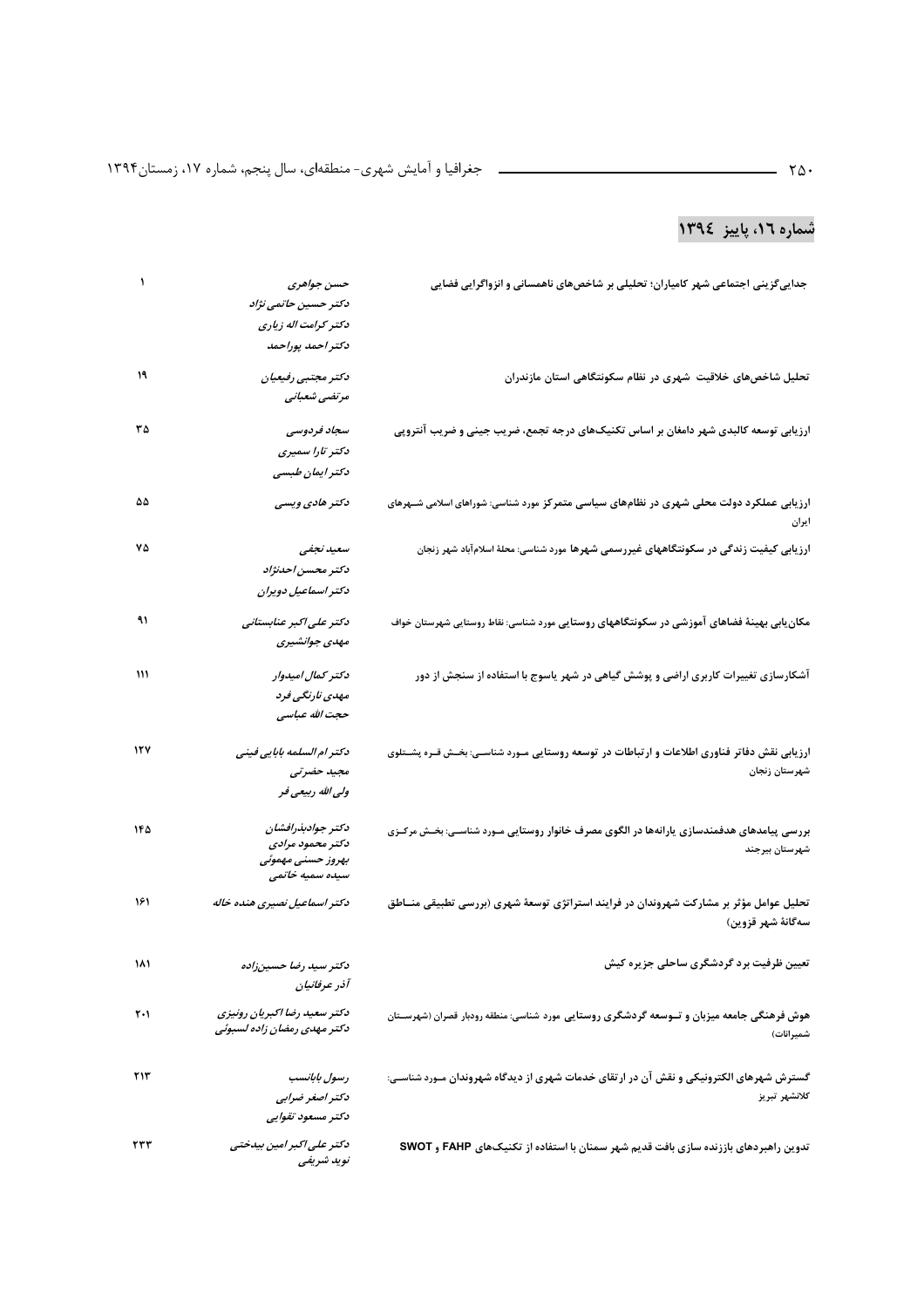## شماره ۱٦، پاییز ۱۳۹٤

| عنوان | نویسندگان | صفحه |
|---|---|---|
| جدایی‌گزینی اجتماعی شهر کامیاران؛ تحلیلی بر شاخص‌های ناهمسانی و انزواگرایی فضایی | *حسن جواهری*<br>*دکتر حسین حاتمی نژاد*<br>*دکتر کرامت اله زیاری*<br>*دکتر احمد پوراحمد* | ۱ |
| تحلیل شاخص‌های خلاقیت شهری در نظام سکونتگاهی استان مازندران | *دکتر مجتبی رفیعیان*<br>*مرتضی شعبانی* | ۱۹ |
| ارزیابی توسعه کالبدی شهر دامغان بر اساس تکنیک‌های درجه تجمع، ضریب جینی و ضریب آنتروپی | *سجاد فردوسی*<br>*دکتر تارا سمیری*<br>*دکتر ایمان طبسی* | ۳۵ |
| ارزیابی عملکرد دولت محلی شهری در نظام‌های سیاسی متمرکز مورد شناسی: شوراهای اسلامی شهرهای ایران | *دکتر هادی ویسی* | ۵۵ |
| ارزیابی کیفیت زندگی در سکونتگاههای غیررسمی شهرها مورد شناسی: محلهٔ اسلام‌آباد شهر زنجان | *سعید نجفی*<br>*دکتر محسن احدنژاد*<br>*دکتر اسماعیل دویران* | ۷۵ |
| مکان‌یابی بهینهٔ فضاهای آموزشی در سکونتگاههای روستایی مورد شناسی: نقاط روستایی شهرستان خواف | *دکتر علی‌اکبر عنابستانی*<br>*مهدی جوانشیری* | ۹۱ |
| آشکارسازی تغییرات کاربری اراضی و پوشش گیاهی در شهر یاسوج با استفاده از سنجش از دور | *دکتر کمال امیدوار*<br>*مهدی نارنگی فرد*<br>*حجت الله عباسی* | ۱۱۱ |
| ارزیابی نقش دفاتر فناوری اطلاعات و ارتباطات در توسعه روستایی مورد شناسی: بخش قره پشتلوی شهرستان زنجان | *دکتر ام‌السلمه بابایی فینی*<br>*مجید حضرتی*<br>*ولی الله ربیعی فر* | ۱۲۷ |
| بررسی پیامدهای هدفمندسازی یارانه‌ها در الگوی مصرف خانوار روستایی مورد شناسی: بخش مرکزی شهرستان بیرجند | *دکتر جوادبذرافشان*<br>*دکتر محمود مرادی*<br>*بهروز حسنی مهمونی*<br>*سیده سمیه خاتمی* | ۱۴۵ |
| تحلیل عوامل مؤثر بر مشارکت شهروندان در فرایند استراتژی توسعهٔ شهری (بررسی تطبیقی مناطق سه‌گانهٔ شهر قزوین) | *دکتر اسماعیل نصیری هنده خاله* | ۱۶۱ |
| تعیین ظرفیت برد گردشگری ساحلی جزیره کیش | *دکتر سید رضا حسین‌زاده*<br>*آذر عرفانیان* | ۱۸۱ |
| هوش فرهنگی جامعه میزبان و توسعه گردشگری روستایی مورد شناسی: منطقه رودبار قصران (شهرستان شمیرانات) | *دکتر سعید رضا اکبریان رونیزی*<br>*دکتر مهدی رمضان زاده لسبوئی* | ۲۰۱ |
| گسترش شهرهای الکترونیکی و نقش آن در ارتقای خدمات شهری از دیدگاه شهروندان مورد شناسی: کلانشهر تبریز | *رسول بابانسب*<br>*دکتر اصغر ضرابی*<br>*دکتر مسعود تقوایی* | ۲۱۳ |
| تدوین راهبردهای باززنده سازی بافت قدیم شهر سمنان با استفاده از تکنیک‌های FAHP و SWOT | *دکتر علی‌اکبر امین بیدختی*<br>*نوید شریفی* | ۲۳۳ |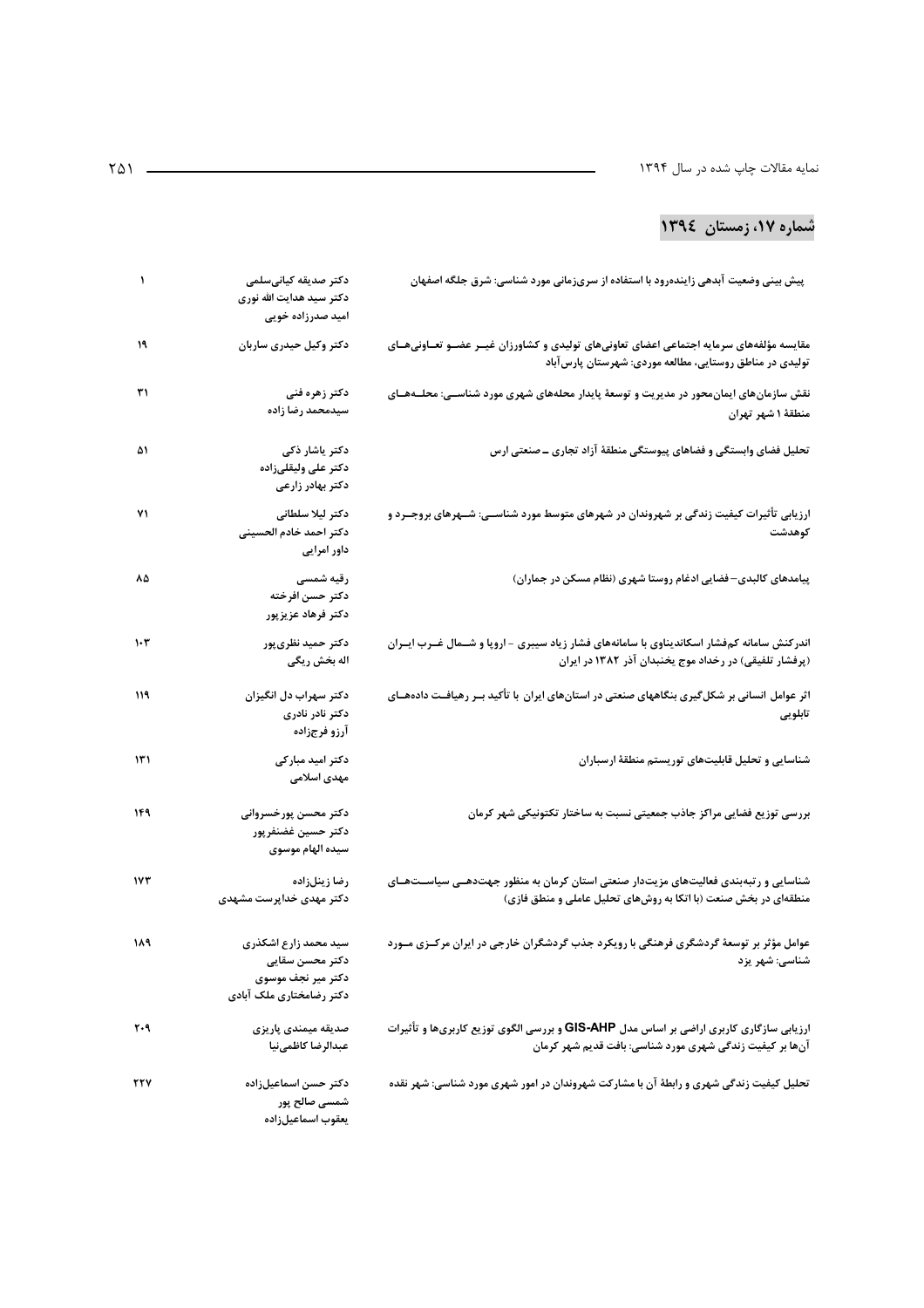## شماره ۱۷، زمستان ۱۳۹٤

| | | |
|---|---|---|
| پیش بینی وضعیت آبدهی زاینده‌رود با استفاده از سری‌زمانی مورد شناسی: شرق جلگه اصفهان | دکتر صدیقه کیانی‌سلمی<br>دکتر سید هدایت الله نوری<br>امید صدرزاده خویی | ۱ |
| مقایسه مؤلفه‌های سرمایه اجتماعی اعضای تعاونی‌های تولیدی و کشاورزان غیر عضو تعاونی‌های تولیدی در مناطق روستایی، مطالعه موردی: شهرستان پارس‌آباد | دکتر وکیل حیدری ساربان | ۱۹ |
| نقش سازمان‌های ایمان‌محور در مدیریت و توسعهٔ پایدار محله‌های شهری مورد شناسی: محله‌های منطقهٔ ۱ شهر تهران | دکتر زهره فنی<br>سیدمحمد رضا زاده | ۳۱ |
| تحلیل فضای وابستگی و فضاهای پیوستگی منطقهٔ آزاد تجاری ــ صنعتی ارس | دکتر یاشار ذکی<br>دکتر علی ولیقلی‌زاده<br>دکتر بهادر زارعی | ۵۱ |
| ارزیابی تأثیرات کیفیت زندگی بر شهروندان در شهرهای متوسط مورد شناسی: شهرهای بروجرد و کوهدشت | دکتر لیلا سلطانی<br>دکتر احمد خادم الحسینی<br>داور امرایی | ۷۱ |
| پیامدهای کالبدی– فضایی ادغام روستا شهری (نظام مسکن در جماران) | رقیه شمسی<br>دکتر حسن افرخته<br>دکتر فرهاد عزیزپور | ۸۵ |
| اندرکنش سامانه کم‌فشار اسکاندیناوی با سامانه‌های فشار زیاد سیبری - اروپا و شمال غرب ایران (پرفشار تلفیقی) در رخداد موج یخبندان آذر ۱۳۸۲ در ایران | دکتر حمید نظری‌پور<br>اله بخش ریگی | ۱۰۳ |
| اثر عوامل انسانی بر شکل‌گیری بنگاههای صنعتی در استان‌های ایران با تأکید بر رهیافت داده‌های تابلویی | دکتر سهراب دل انگیزان<br>دکتر نادر نادری<br>آرزو فرجزاده | ۱۱۹ |
| شناسایی و تحلیل قابلیت‌های توریستم منطقهٔ ارسباران | دکتر امید مبارکی<br>مهدی اسلامی | ۱۳۱ |
| بررسی توزیع فضایی مراکز جاذب جمعیتی نسبت به ساختار تکتونیکی شهر کرمان | دکتر محسن پورخسروانی<br>دکتر حسین غضنفرپور<br>سیده الهام موسوی | ۱۴۹ |
| شناسایی و رتبه‌بندی فعالیت‌های مزیت‌دار صنعتی استان کرمان به منظور جهت‌دهی سیاست‌های منطقه‌ای در بخش صنعت (با اتکا به روش‌های تحلیل عاملی و منطق فازی) | رضا زینل‌زاده<br>دکتر مهدی خداپرست مشهدی | ۱۷۳ |
| عوامل مؤثر بر توسعهٔ گردشگری فرهنگی با رویکرد جذب گردشگران خارجی در ایران مرکزی مورد شناسی: شهر یزد | سید محمد زارع اشکذری<br>دکتر محسن سقایی<br>دکتر میر نجف موسوی<br>دکتر رضامختاری ملک آبادی | ۱۸۹ |
| ارزیابی سازگاری کاربری اراضی بر اساس مدل **GIS-AHP** و بررسی الگوی توزیع کاربری‌ها و تأثیرات آن‌ها بر کیفیت زندگی شهری مورد شناسی: بافت قدیم شهر کرمان | صدیقه میمندی پاریزی<br>عبدالرضا کاظمی‌نیا | ۲۰۹ |
| تحلیل کیفیت زندگی شهری و رابطهٔ آن با مشارکت شهروندان در امور شهری مورد شناسی: شهر نقده | دکتر حسن اسماعیل‌زاده<br>شمسی صالح پور<br>یعقوب اسماعیل‌زاده | ۲۲۷ |